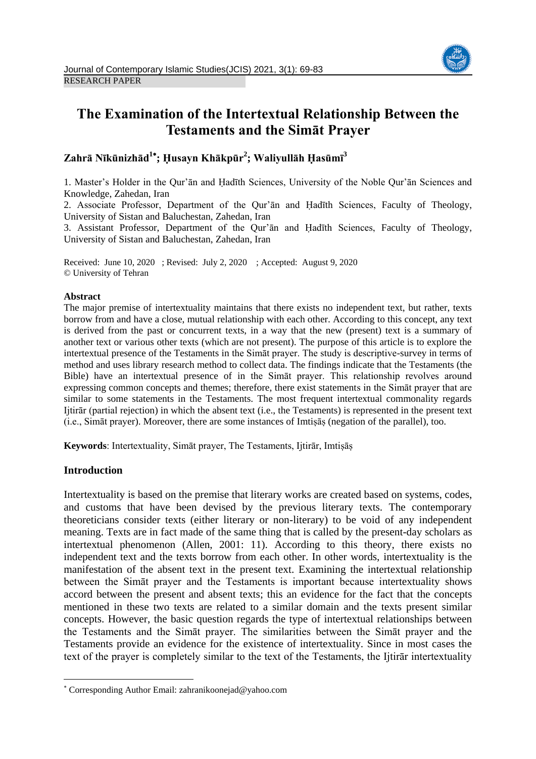RESEARCH PAPER

# The Examination of the Intertextual Relationship Between the Testaments and the Simāt Prayer

**Zahrā Nīkūnizhād[1*]; Ḥusayn Khākpūr[2]; Waliyullāh Ḥasūmī[3]**

1. Master's Holder in the Qur'ān and Ḥadīth Sciences, University of the Noble Qur'ān Sciences and Knowledge, Zahedan, Iran
2. Associate Professor, Department of the Qur'ān and Ḥadīth Sciences, Faculty of Theology, University of Sistan and Baluchestan, Zahedan, Iran
3. Assistant Professor, Department of the Qur'ān and Ḥadīth Sciences, Faculty of Theology, University of Sistan and Baluchestan, Zahedan, Iran

Received: June 10, 2020 ; Revised: July 2, 2020 ; Accepted: August 9, 2020
© University of Tehran

## Abstract

The major premise of intertextuality maintains that there exists no independent text, but rather, texts borrow from and have a close, mutual relationship with each other. According to this concept, any text is derived from the past or concurrent texts, in a way that the new (present) text is a summary of another text or various other texts (which are not present). The purpose of this article is to explore the intertextual presence of the Testaments in the Simāt prayer. The study is descriptive-survey in terms of method and uses library research method to collect data. The findings indicate that the Testaments (the Bible) have an intertextual presence of in the Simāt prayer. This relationship revolves around expressing common concepts and themes; therefore, there exist statements in the Simāt prayer that are similar to some statements in the Testaments. The most frequent intertextual commonality regards Ijtirār (partial rejection) in which the absent text (i.e., the Testaments) is represented in the present text (i.e., Simāt prayer). Moreover, there are some instances of Imtiṣāṣ (negation of the parallel), too.

**Keywords**: Intertextuality, Simāt prayer, The Testaments, Ijtirār, Imtiṣāṣ

## Introduction

Intertextuality is based on the premise that literary works are created based on systems, codes, and customs that have been devised by the previous literary texts. The contemporary theoreticians consider texts (either literary or non-literary) to be void of any independent meaning. Texts are in fact made of the same thing that is called by the present-day scholars as intertextual phenomenon (Allen, 2001: 11). According to this theory, there exists no independent text and the texts borrow from each other. In other words, intertextuality is the manifestation of the absent text in the present text. Examining the intertextual relationship between the Simāt prayer and the Testaments is important because intertextuality shows accord between the present and absent texts; this an evidence for the fact that the concepts mentioned in these two texts are related to a similar domain and the texts present similar concepts. However, the basic question regards the type of intertextual relationships between the Testaments and the Simāt prayer. The similarities between the Simāt prayer and the Testaments provide an evidence for the existence of intertextuality. Since in most cases the text of the prayer is completely similar to the text of the Testaments, the Ijtirār intertextuality

[*] Corresponding Author Email: zahranikoonejad@yahoo.com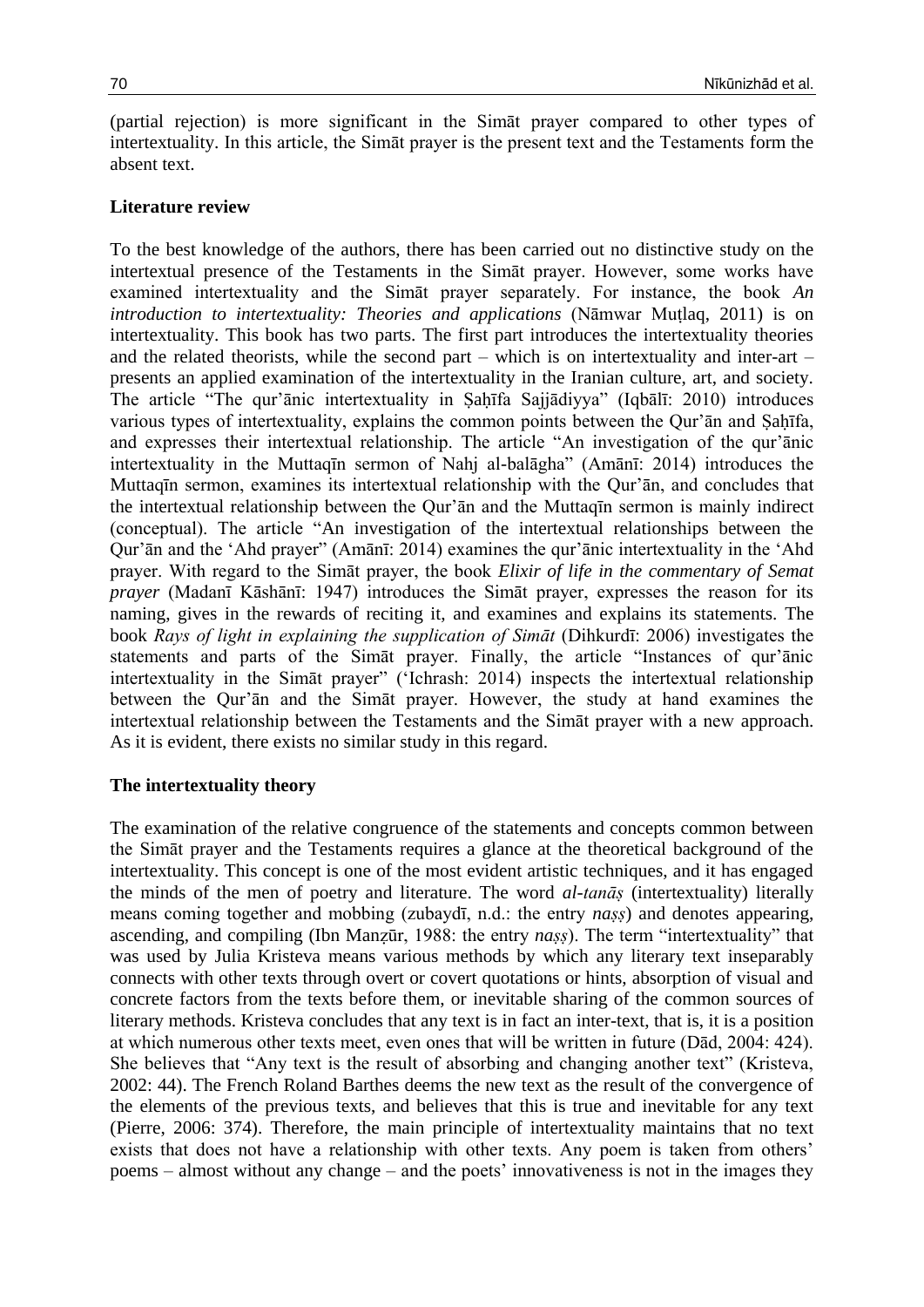(partial rejection) is more significant in the Simāt prayer compared to other types of intertextuality. In this article, the Simāt prayer is the present text and the Testaments form the absent text.

**Literature review**

To the best knowledge of the authors, there has been carried out no distinctive study on the intertextual presence of the Testaments in the Simāt prayer. However, some works have examined intertextuality and the Simāt prayer separately. For instance, the book *An introduction to intertextuality: Theories and applications* (Nāmwar Muṭlaq, 2011) is on intertextuality. This book has two parts. The first part introduces the intertextuality theories and the related theorists, while the second part – which is on intertextuality and inter-art – presents an applied examination of the intertextuality in the Iranian culture, art, and society. The article "The qur'ānic intertextuality in Ṣaḥīfa Sajjādiyya" (Iqbālī: 2010) introduces various types of intertextuality, explains the common points between the Qur'ān and Ṣaḥīfa, and expresses their intertextual relationship. The article "An investigation of the qur'ānic intertextuality in the Muttaqīn sermon of Nahj al-balāgha" (Amānī: 2014) introduces the Muttaqīn sermon, examines its intertextual relationship with the Qur'ān, and concludes that the intertextual relationship between the Qur'ān and the Muttaqīn sermon is mainly indirect (conceptual). The article "An investigation of the intertextual relationships between the Qur'ān and the 'Ahd prayer" (Amānī: 2014) examines the qur'ānic intertextuality in the 'Ahd prayer. With regard to the Simāt prayer, the book *Elixir of life in the commentary of Semat prayer* (Madanī Kāshānī: 1947) introduces the Simāt prayer, expresses the reason for its naming, gives in the rewards of reciting it, and examines and explains its statements. The book *Rays of light in explaining the supplication of Simāt* (Dihkurdī: 2006) investigates the statements and parts of the Simāt prayer. Finally, the article "Instances of qur'ānic intertextuality in the Simāt prayer" ('Ichrash: 2014) inspects the intertextual relationship between the Qur'ān and the Simāt prayer. However, the study at hand examines the intertextual relationship between the Testaments and the Simāt prayer with a new approach. As it is evident, there exists no similar study in this regard.

**The intertextuality theory**

The examination of the relative congruence of the statements and concepts common between the Simāt prayer and the Testaments requires a glance at the theoretical background of the intertextuality. This concept is one of the most evident artistic techniques, and it has engaged the minds of the men of poetry and literature. The word *al-tanāṣ* (intertextuality) literally means coming together and mobbing (zubaydī, n.d.: the entry *naṣṣ*) and denotes appearing, ascending, and compiling (Ibn Manẓūr, 1988: the entry *naṣṣ*). The term "intertextuality" that was used by Julia Kristeva means various methods by which any literary text inseparably connects with other texts through overt or covert quotations or hints, absorption of visual and concrete factors from the texts before them, or inevitable sharing of the common sources of literary methods. Kristeva concludes that any text is in fact an inter-text, that is, it is a position at which numerous other texts meet, even ones that will be written in future (Dād, 2004: 424). She believes that "Any text is the result of absorbing and changing another text" (Kristeva, 2002: 44). The French Roland Barthes deems the new text as the result of the convergence of the elements of the previous texts, and believes that this is true and inevitable for any text (Pierre, 2006: 374). Therefore, the main principle of intertextuality maintains that no text exists that does not have a relationship with other texts. Any poem is taken from others' poems – almost without any change – and the poets' innovativeness is not in the images they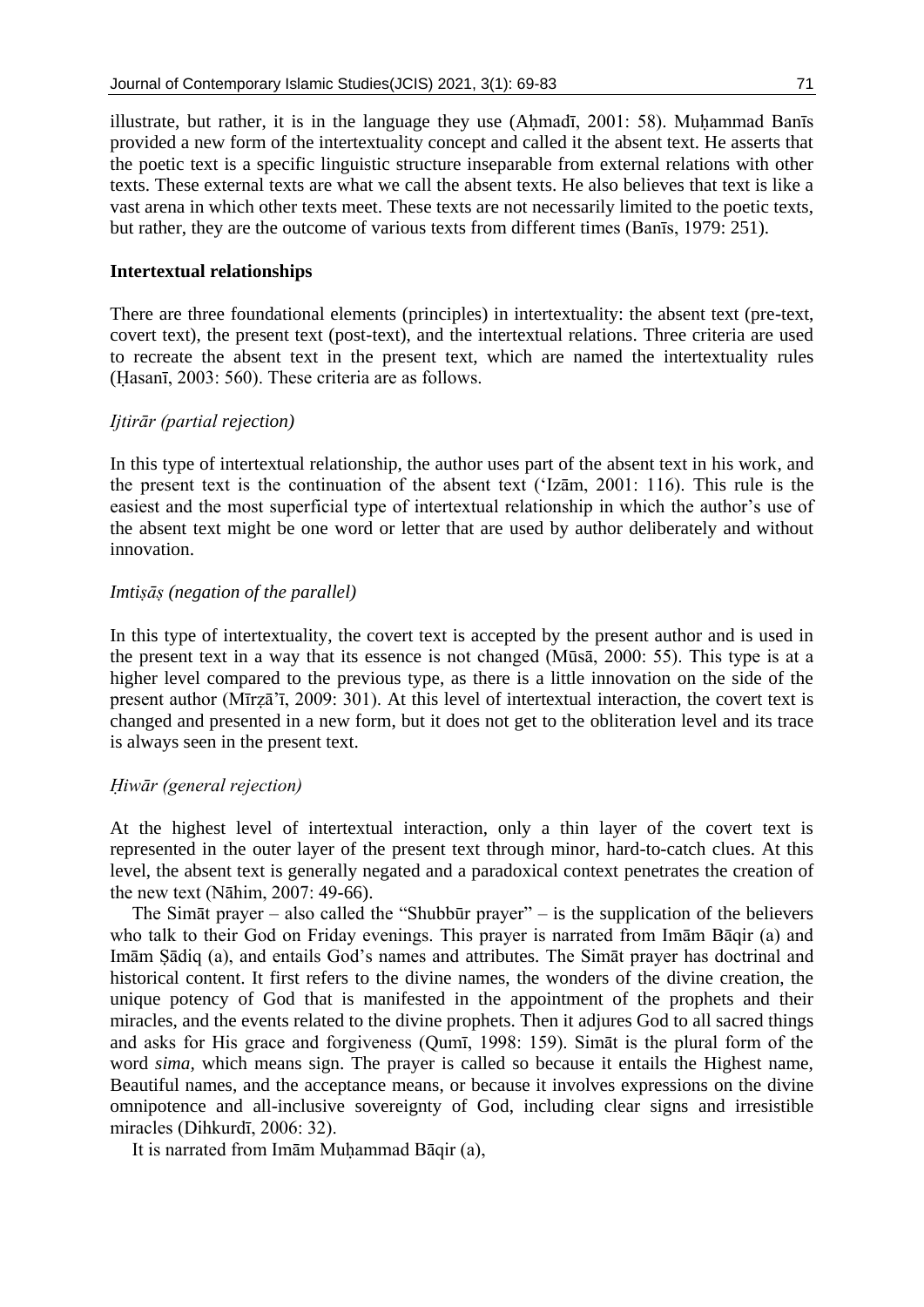illustrate, but rather, it is in the language they use (Aḥmadī, 2001: 58). Muḥammad Banīs provided a new form of the intertextuality concept and called it the absent text. He asserts that the poetic text is a specific linguistic structure inseparable from external relations with other texts. These external texts are what we call the absent texts. He also believes that text is like a vast arena in which other texts meet. These texts are not necessarily limited to the poetic texts, but rather, they are the outcome of various texts from different times (Banīs, 1979: 251).

### Intertextual relationships

There are three foundational elements (principles) in intertextuality: the absent text (pre-text, covert text), the present text (post-text), and the intertextual relations. Three criteria are used to recreate the absent text in the present text, which are named the intertextuality rules (Ḥasanī, 2003: 560). These criteria are as follows.

#### *Ijtirār (partial rejection)*

In this type of intertextual relationship, the author uses part of the absent text in his work, and the present text is the continuation of the absent text (ʻIzām, 2001: 116). This rule is the easiest and the most superficial type of intertextual relationship in which the author's use of the absent text might be one word or letter that are used by author deliberately and without innovation.

#### *Imtiṣāṣ (negation of the parallel)*

In this type of intertextuality, the covert text is accepted by the present author and is used in the present text in a way that its essence is not changed (Mūsā, 2000: 55). This type is at a higher level compared to the previous type, as there is a little innovation on the side of the present author (Mīrẓāʼī, 2009: 301). At this level of intertextual interaction, the covert text is changed and presented in a new form, but it does not get to the obliteration level and its trace is always seen in the present text.

#### *Ḥiwār (general rejection)*

At the highest level of intertextual interaction, only a thin layer of the covert text is represented in the outer layer of the present text through minor, hard-to-catch clues. At this level, the absent text is generally negated and a paradoxical context penetrates the creation of the new text (Nāhim, 2007: 49-66).

The Simāt prayer – also called the "Shubbūr prayer" – is the supplication of the believers who talk to their God on Friday evenings. This prayer is narrated from Imām Bāqir (a) and Imām Ṣādiq (a), and entails God's names and attributes. The Simāt prayer has doctrinal and historical content. It first refers to the divine names, the wonders of the divine creation, the unique potency of God that is manifested in the appointment of the prophets and their miracles, and the events related to the divine prophets. Then it adjures God to all sacred things and asks for His grace and forgiveness (Qumī, 1998: 159). Simāt is the plural form of the word *sima*, which means sign. The prayer is called so because it entails the Highest name, Beautiful names, and the acceptance means, or because it involves expressions on the divine omnipotence and all-inclusive sovereignty of God, including clear signs and irresistible miracles (Dihkurdī, 2006: 32).

It is narrated from Imām Muḥammad Bāqir (a),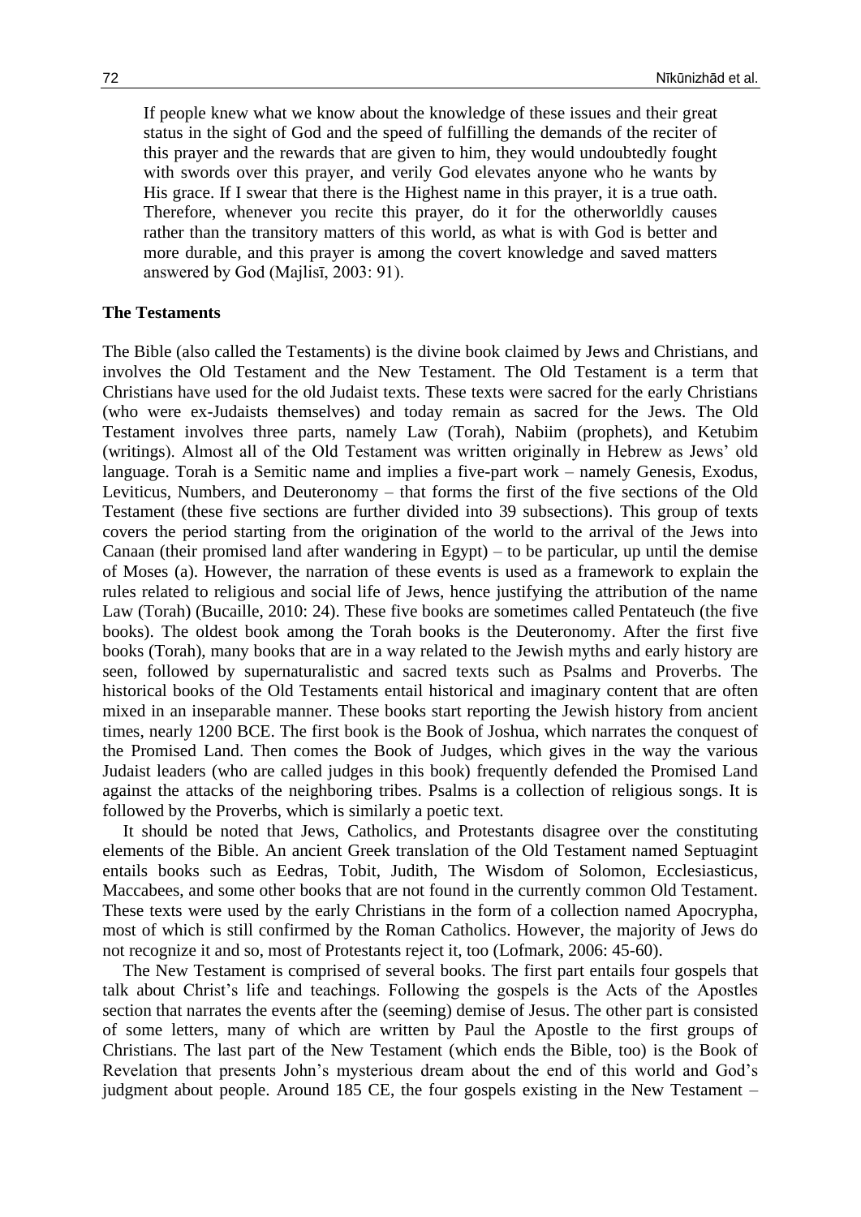> If people knew what we know about the knowledge of these issues and their great status in the sight of God and the speed of fulfilling the demands of the reciter of this prayer and the rewards that are given to him, they would undoubtedly fought with swords over this prayer, and verily God elevates anyone who he wants by His grace. If I swear that there is the Highest name in this prayer, it is a true oath. Therefore, whenever you recite this prayer, do it for the otherworldly causes rather than the transitory matters of this world, as what is with God is better and more durable, and this prayer is among the covert knowledge and saved matters answered by God (Majlisī, 2003: 91).

**The Testaments**

The Bible (also called the Testaments) is the divine book claimed by Jews and Christians, and involves the Old Testament and the New Testament. The Old Testament is a term that Christians have used for the old Judaist texts. These texts were sacred for the early Christians (who were ex-Judaists themselves) and today remain as sacred for the Jews. The Old Testament involves three parts, namely Law (Torah), Nabiim (prophets), and Ketubim (writings). Almost all of the Old Testament was written originally in Hebrew as Jews' old language. Torah is a Semitic name and implies a five-part work – namely Genesis, Exodus, Leviticus, Numbers, and Deuteronomy – that forms the first of the five sections of the Old Testament (these five sections are further divided into 39 subsections). This group of texts covers the period starting from the origination of the world to the arrival of the Jews into Canaan (their promised land after wandering in Egypt) – to be particular, up until the demise of Moses (a). However, the narration of these events is used as a framework to explain the rules related to religious and social life of Jews, hence justifying the attribution of the name Law (Torah) (Bucaille, 2010: 24). These five books are sometimes called Pentateuch (the five books). The oldest book among the Torah books is the Deuteronomy. After the first five books (Torah), many books that are in a way related to the Jewish myths and early history are seen, followed by supernaturalistic and sacred texts such as Psalms and Proverbs. The historical books of the Old Testaments entail historical and imaginary content that are often mixed in an inseparable manner. These books start reporting the Jewish history from ancient times, nearly 1200 BCE. The first book is the Book of Joshua, which narrates the conquest of the Promised Land. Then comes the Book of Judges, which gives in the way the various Judaist leaders (who are called judges in this book) frequently defended the Promised Land against the attacks of the neighboring tribes. Psalms is a collection of religious songs. It is followed by the Proverbs, which is similarly a poetic text.

It should be noted that Jews, Catholics, and Protestants disagree over the constituting elements of the Bible. An ancient Greek translation of the Old Testament named Septuagint entails books such as Eedras, Tobit, Judith, The Wisdom of Solomon, Ecclesiasticus, Maccabees, and some other books that are not found in the currently common Old Testament. These texts were used by the early Christians in the form of a collection named Apocrypha, most of which is still confirmed by the Roman Catholics. However, the majority of Jews do not recognize it and so, most of Protestants reject it, too (Lofmark, 2006: 45-60).

The New Testament is comprised of several books. The first part entails four gospels that talk about Christ's life and teachings. Following the gospels is the Acts of the Apostles section that narrates the events after the (seeming) demise of Jesus. The other part is consisted of some letters, many of which are written by Paul the Apostle to the first groups of Christians. The last part of the New Testament (which ends the Bible, too) is the Book of Revelation that presents John's mysterious dream about the end of this world and God's judgment about people. Around 185 CE, the four gospels existing in the New Testament –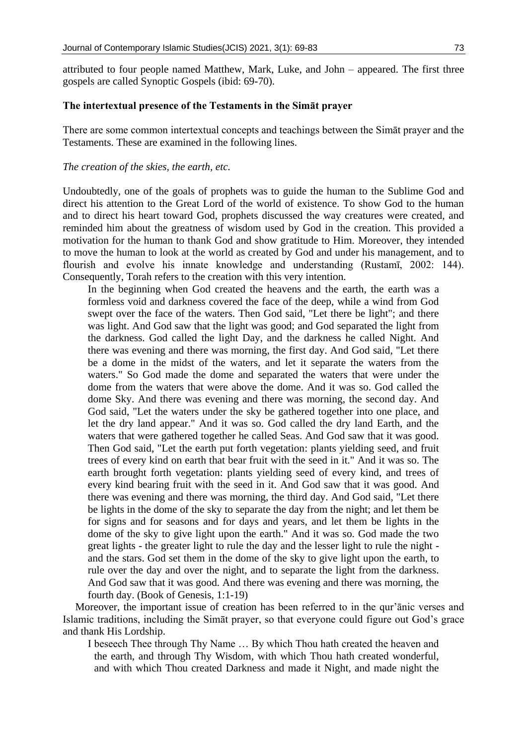attributed to four people named Matthew, Mark, Luke, and John – appeared. The first three gospels are called Synoptic Gospels (ibid: 69-70).

### The intertextual presence of the Testaments in the Simāt prayer

There are some common intertextual concepts and teachings between the Simāt prayer and the Testaments. These are examined in the following lines.

#### *The creation of the skies, the earth, etc.*

Undoubtedly, one of the goals of prophets was to guide the human to the Sublime God and direct his attention to the Great Lord of the world of existence. To show God to the human and to direct his heart toward God, prophets discussed the way creatures were created, and reminded him about the greatness of wisdom used by God in the creation. This provided a motivation for the human to thank God and show gratitude to Him. Moreover, they intended to move the human to look at the world as created by God and under his management, and to flourish and evolve his innate knowledge and understanding (Rustamī, 2002: 144). Consequently, Torah refers to the creation with this very intention.

> In the beginning when God created the heavens and the earth, the earth was a formless void and darkness covered the face of the deep, while a wind from God swept over the face of the waters. Then God said, "Let there be light"; and there was light. And God saw that the light was good; and God separated the light from the darkness. God called the light Day, and the darkness he called Night. And there was evening and there was morning, the first day. And God said, "Let there be a dome in the midst of the waters, and let it separate the waters from the waters." So God made the dome and separated the waters that were under the dome from the waters that were above the dome. And it was so. God called the dome Sky. And there was evening and there was morning, the second day. And God said, "Let the waters under the sky be gathered together into one place, and let the dry land appear." And it was so. God called the dry land Earth, and the waters that were gathered together he called Seas. And God saw that it was good. Then God said, "Let the earth put forth vegetation: plants yielding seed, and fruit trees of every kind on earth that bear fruit with the seed in it." And it was so. The earth brought forth vegetation: plants yielding seed of every kind, and trees of every kind bearing fruit with the seed in it. And God saw that it was good. And there was evening and there was morning, the third day. And God said, "Let there be lights in the dome of the sky to separate the day from the night; and let them be for signs and for seasons and for days and years, and let them be lights in the dome of the sky to give light upon the earth." And it was so. God made the two great lights - the greater light to rule the day and the lesser light to rule the night - and the stars. God set them in the dome of the sky to give light upon the earth, to rule over the day and over the night, and to separate the light from the darkness. And God saw that it was good. And there was evening and there was morning, the fourth day. (Book of Genesis, 1:1-19)

Moreover, the important issue of creation has been referred to in the qur'ānic verses and Islamic traditions, including the Simāt prayer, so that everyone could figure out God's grace and thank His Lordship.

> I beseech Thee through Thy Name … By which Thou hath created the heaven and the earth, and through Thy Wisdom, with which Thou hath created wonderful, and with which Thou created Darkness and made it Night, and made night the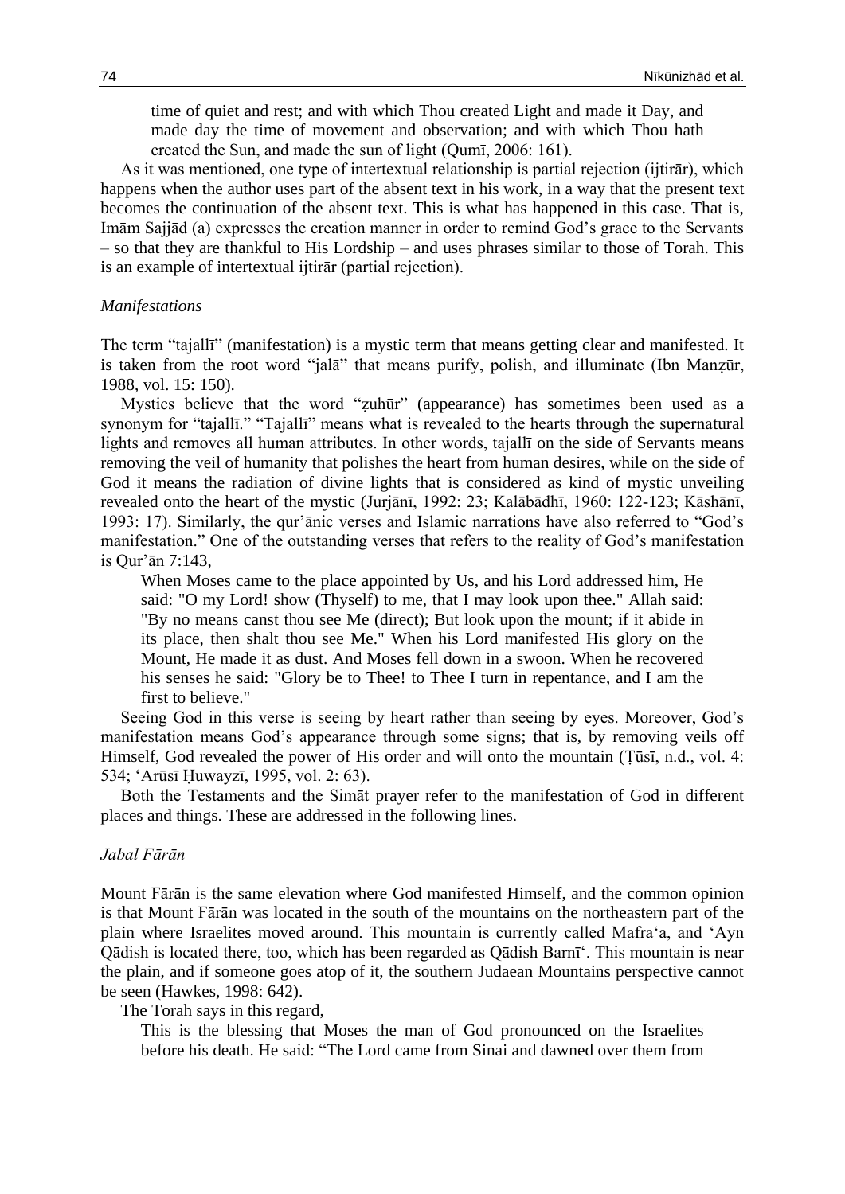> time of quiet and rest; and with which Thou created Light and made it Day, and made day the time of movement and observation; and with which Thou hath created the Sun, and made the sun of light (Qumī, 2006: 161).

As it was mentioned, one type of intertextual relationship is partial rejection (ijtirār), which happens when the author uses part of the absent text in his work, in a way that the present text becomes the continuation of the absent text. This is what has happened in this case. That is, Imām Sajjād (a) expresses the creation manner in order to remind God's grace to the Servants – so that they are thankful to His Lordship – and uses phrases similar to those of Torah. This is an example of intertextual ijtirār (partial rejection).

### *Manifestations*

The term "tajallī" (manifestation) is a mystic term that means getting clear and manifested. It is taken from the root word "jalā" that means purify, polish, and illuminate (Ibn Manẓūr, 1988, vol. 15: 150).

Mystics believe that the word "ẓuhūr" (appearance) has sometimes been used as a synonym for "tajallī." "Tajallī" means what is revealed to the hearts through the supernatural lights and removes all human attributes. In other words, tajallī on the side of Servants means removing the veil of humanity that polishes the heart from human desires, while on the side of God it means the radiation of divine lights that is considered as kind of mystic unveiling revealed onto the heart of the mystic (Jurjānī, 1992: 23; Kalābādhī, 1960: 122-123; Kāshānī, 1993: 17). Similarly, the qur'ānic verses and Islamic narrations have also referred to "God's manifestation." One of the outstanding verses that refers to the reality of God's manifestation is Qur'ān 7:143,

> When Moses came to the place appointed by Us, and his Lord addressed him, He said: "O my Lord! show (Thyself) to me, that I may look upon thee." Allah said: "By no means canst thou see Me (direct); But look upon the mount; if it abide in its place, then shalt thou see Me." When his Lord manifested His glory on the Mount, He made it as dust. And Moses fell down in a swoon. When he recovered his senses he said: "Glory be to Thee! to Thee I turn in repentance, and I am the first to believe."

Seeing God in this verse is seeing by heart rather than seeing by eyes. Moreover, God's manifestation means God's appearance through some signs; that is, by removing veils off Himself, God revealed the power of His order and will onto the mountain (Ṭūsī, n.d., vol. 4: 534; 'Arūsī Ḥuwayzī, 1995, vol. 2: 63).

Both the Testaments and the Simāt prayer refer to the manifestation of God in different places and things. These are addressed in the following lines.

### *Jabal Fārān*

Mount Fārān is the same elevation where God manifested Himself, and the common opinion is that Mount Fārān was located in the south of the mountains on the northeastern part of the plain where Israelites moved around. This mountain is currently called Mafra'a, and 'Ayn Qādish is located there, too, which has been regarded as Qādish Barnī'. This mountain is near the plain, and if someone goes atop of it, the southern Judaean Mountains perspective cannot be seen (Hawkes, 1998: 642).

The Torah says in this regard,

> This is the blessing that Moses the man of God pronounced on the Israelites before his death. He said: "The Lord came from Sinai and dawned over them from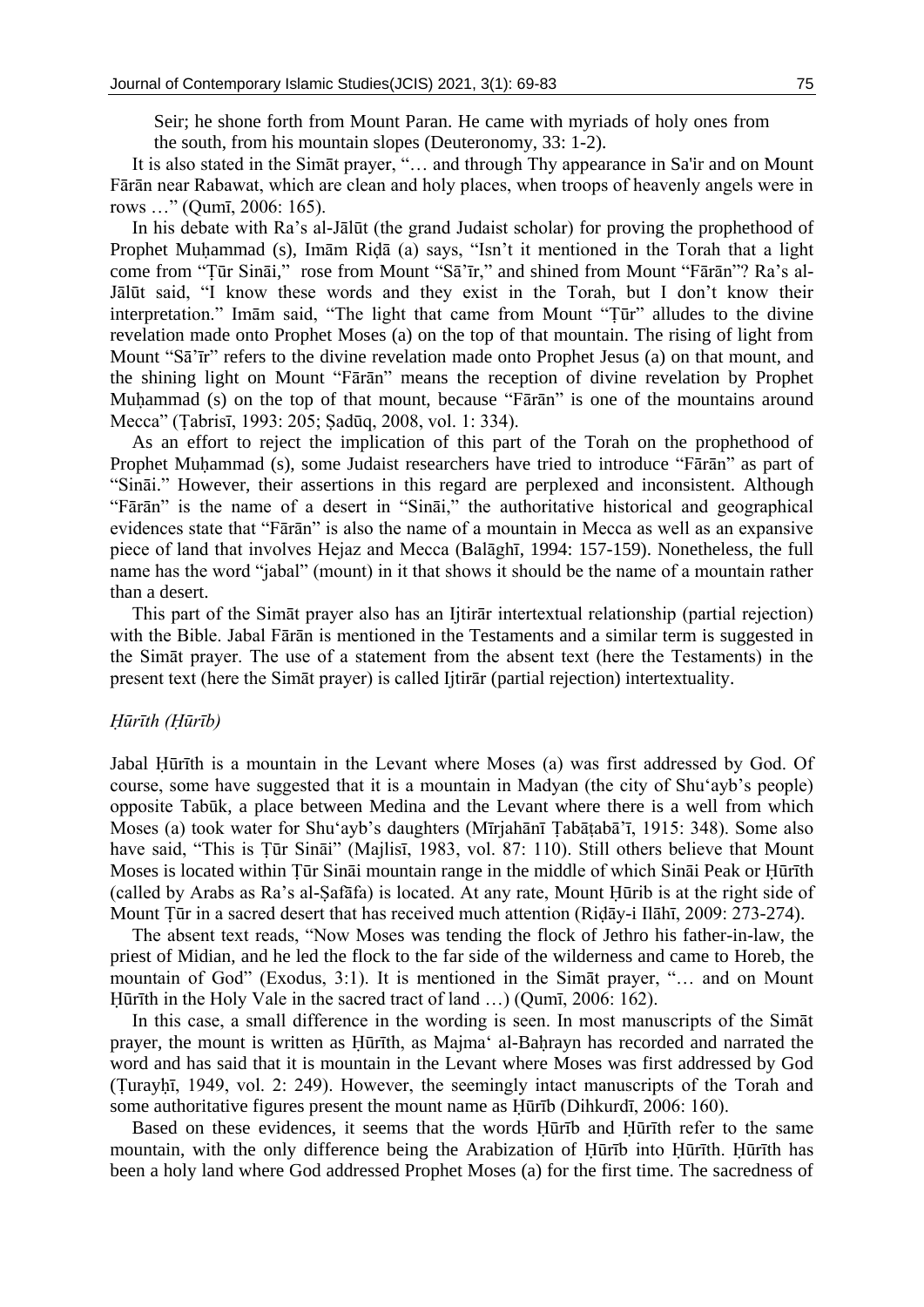Seir; he shone forth from Mount Paran. He came with myriads of holy ones from the south, from his mountain slopes (Deuteronomy, 33: 1-2).

It is also stated in the Simāt prayer, "… and through Thy appearance in Sa'ir and on Mount Fārān near Rabawat, which are clean and holy places, when troops of heavenly angels were in rows …" (Qumī, 2006: 165).

In his debate with Ra's al-Jālūt (the grand Judaist scholar) for proving the prophethood of Prophet Muḥammad (s), Imām Riḍā (a) says, "Isn't it mentioned in the Torah that a light come from "Ṭūr Sināi," rose from Mount "Sā'īr," and shined from Mount "Fārān"? Ra's al-Jālūt said, "I know these words and they exist in the Torah, but I don't know their interpretation." Imām said, "The light that came from Mount "Ṭūr" alludes to the divine revelation made onto Prophet Moses (a) on the top of that mountain. The rising of light from Mount "Sā'īr" refers to the divine revelation made onto Prophet Jesus (a) on that mount, and the shining light on Mount "Fārān" means the reception of divine revelation by Prophet Muḥammad (s) on the top of that mount, because "Fārān" is one of the mountains around Mecca" (Ṭabrisī, 1993: 205; Ṣadūq, 2008, vol. 1: 334).

As an effort to reject the implication of this part of the Torah on the prophethood of Prophet Muḥammad (s), some Judaist researchers have tried to introduce "Fārān" as part of "Sināi." However, their assertions in this regard are perplexed and inconsistent. Although "Fārān" is the name of a desert in "Sināi," the authoritative historical and geographical evidences state that "Fārān" is also the name of a mountain in Mecca as well as an expansive piece of land that involves Hejaz and Mecca (Balāghī, 1994: 157-159). Nonetheless, the full name has the word "jabal" (mount) in it that shows it should be the name of a mountain rather than a desert.

This part of the Simāt prayer also has an Ijtirār intertextual relationship (partial rejection) with the Bible. Jabal Fārān is mentioned in the Testaments and a similar term is suggested in the Simāt prayer. The use of a statement from the absent text (here the Testaments) in the present text (here the Simāt prayer) is called Ijtirār (partial rejection) intertextuality.

### *Ḥūrīth (Ḥūrīb)*

Jabal Ḥūrīth is a mountain in the Levant where Moses (a) was first addressed by God. Of course, some have suggested that it is a mountain in Madyan (the city of Shu'ayb's people) opposite Tabūk, a place between Medina and the Levant where there is a well from which Moses (a) took water for Shu'ayb's daughters (Mīrjahānī Ṭabāṭabā'ī, 1915: 348). Some also have said, "This is Ṭūr Sināi" (Majlisī, 1983, vol. 87: 110). Still others believe that Mount Moses is located within Ṭūr Sināi mountain range in the middle of which Sināi Peak or Ḥūrīth (called by Arabs as Ra's al-Ṣafāfa) is located. At any rate, Mount Ḥūrib is at the right side of Mount Ṭūr in a sacred desert that has received much attention (Riḍāy-i Ilāhī, 2009: 273-274).

The absent text reads, "Now Moses was tending the flock of Jethro his father-in-law, the priest of Midian, and he led the flock to the far side of the wilderness and came to Horeb, the mountain of God" (Exodus, 3:1). It is mentioned in the Simāt prayer, "… and on Mount Ḥūrīth in the Holy Vale in the sacred tract of land …) (Qumī, 2006: 162).

In this case, a small difference in the wording is seen. In most manuscripts of the Simāt prayer, the mount is written as Ḥūrīth, as Majma' al-Baḥrayn has recorded and narrated the word and has said that it is mountain in the Levant where Moses was first addressed by God (Ṭurayḥī, 1949, vol. 2: 249). However, the seemingly intact manuscripts of the Torah and some authoritative figures present the mount name as Ḥūrīb (Dihkurdī, 2006: 160).

Based on these evidences, it seems that the words Ḥūrīb and Ḥūrīth refer to the same mountain, with the only difference being the Arabization of Ḥūrīb into Ḥūrīth. Ḥūrīth has been a holy land where God addressed Prophet Moses (a) for the first time. The sacredness of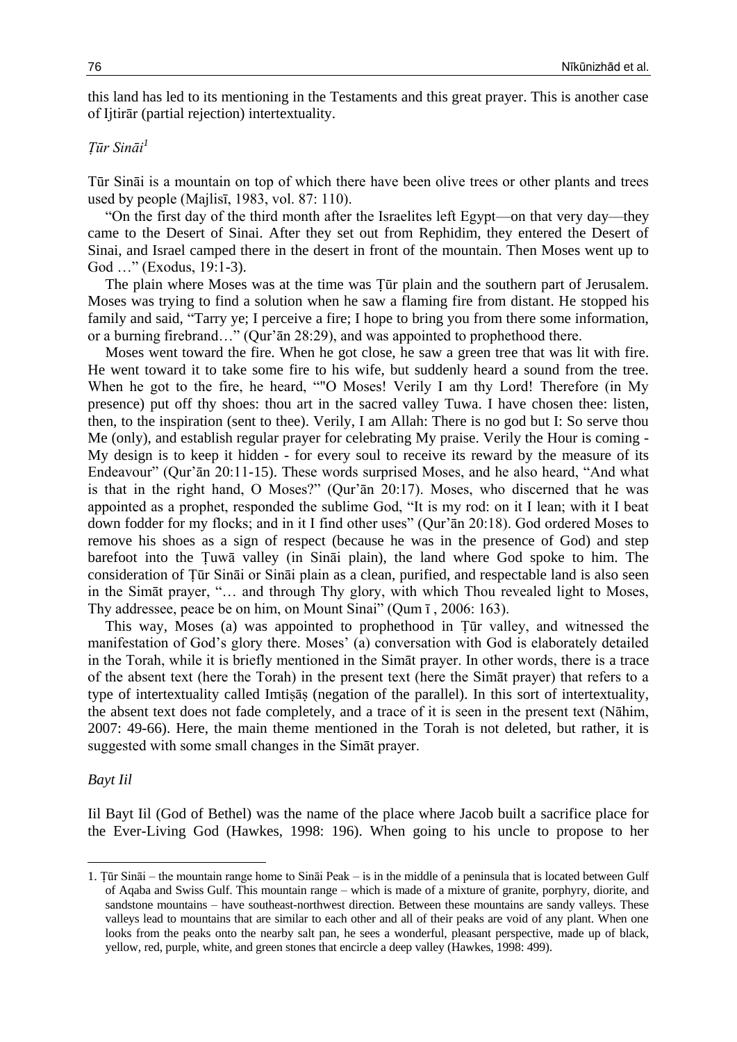this land has led to its mentioning in the Testaments and this great prayer. This is another case of Ijtirār (partial rejection) intertextuality.

*Ṭūr Sināi*[1]

Tūr Sināi is a mountain on top of which there have been olive trees or other plants and trees used by people (Majlisī, 1983, vol. 87: 110).

"On the first day of the third month after the Israelites left Egypt—on that very day—they came to the Desert of Sinai. After they set out from Rephidim, they entered the Desert of Sinai, and Israel camped there in the desert in front of the mountain. Then Moses went up to God …" (Exodus, 19:1-3).

The plain where Moses was at the time was Ṭūr plain and the southern part of Jerusalem. Moses was trying to find a solution when he saw a flaming fire from distant. He stopped his family and said, "Tarry ye; I perceive a fire; I hope to bring you from there some information, or a burning firebrand…" (Qur'ān 28:29), and was appointed to prophethood there.

Moses went toward the fire. When he got close, he saw a green tree that was lit with fire. He went toward it to take some fire to his wife, but suddenly heard a sound from the tree. When he got to the fire, he heard, ""O Moses! Verily I am thy Lord! Therefore (in My presence) put off thy shoes: thou art in the sacred valley Tuwa. I have chosen thee: listen, then, to the inspiration (sent to thee). Verily, I am Allah: There is no god but I: So serve thou Me (only), and establish regular prayer for celebrating My praise. Verily the Hour is coming - My design is to keep it hidden - for every soul to receive its reward by the measure of its Endeavour" (Qur'ān 20:11-15). These words surprised Moses, and he also heard, "And what is that in the right hand, O Moses?" (Qur'ān 20:17). Moses, who discerned that he was appointed as a prophet, responded the sublime God, "It is my rod: on it I lean; with it I beat down fodder for my flocks; and in it I find other uses" (Qur'ān 20:18). God ordered Moses to remove his shoes as a sign of respect (because he was in the presence of God) and step barefoot into the Ṭuwā valley (in Sināi plain), the land where God spoke to him. The consideration of Ṭūr Sināi or Sināi plain as a clean, purified, and respectable land is also seen in the Simāt prayer, "… and through Thy glory, with which Thou revealed light to Moses, Thy addressee, peace be on him, on Mount Sinai" (Qum ī , 2006: 163).

This way, Moses (a) was appointed to prophethood in Ṭūr valley, and witnessed the manifestation of God's glory there. Moses' (a) conversation with God is elaborately detailed in the Torah, while it is briefly mentioned in the Simāt prayer. In other words, there is a trace of the absent text (here the Torah) in the present text (here the Simāt prayer) that refers to a type of intertextuality called Imtiṣāṣ (negation of the parallel). In this sort of intertextuality, the absent text does not fade completely, and a trace of it is seen in the present text (Nāhim, 2007: 49-66). Here, the main theme mentioned in the Torah is not deleted, but rather, it is suggested with some small changes in the Simāt prayer.

*Bayt Iil*

Iil Bayt Iil (God of Bethel) was the name of the place where Jacob built a sacrifice place for the Ever-Living God (Hawkes, 1998: 196). When going to his uncle to propose to her

---

1. Ṭūr Sināi – the mountain range home to Sināi Peak – is in the middle of a peninsula that is located between Gulf of Aqaba and Swiss Gulf. This mountain range – which is made of a mixture of granite, porphyry, diorite, and sandstone mountains – have southeast-northwest direction. Between these mountains are sandy valleys. These valleys lead to mountains that are similar to each other and all of their peaks are void of any plant. When one looks from the peaks onto the nearby salt pan, he sees a wonderful, pleasant perspective, made up of black, yellow, red, purple, white, and green stones that encircle a deep valley (Hawkes, 1998: 499).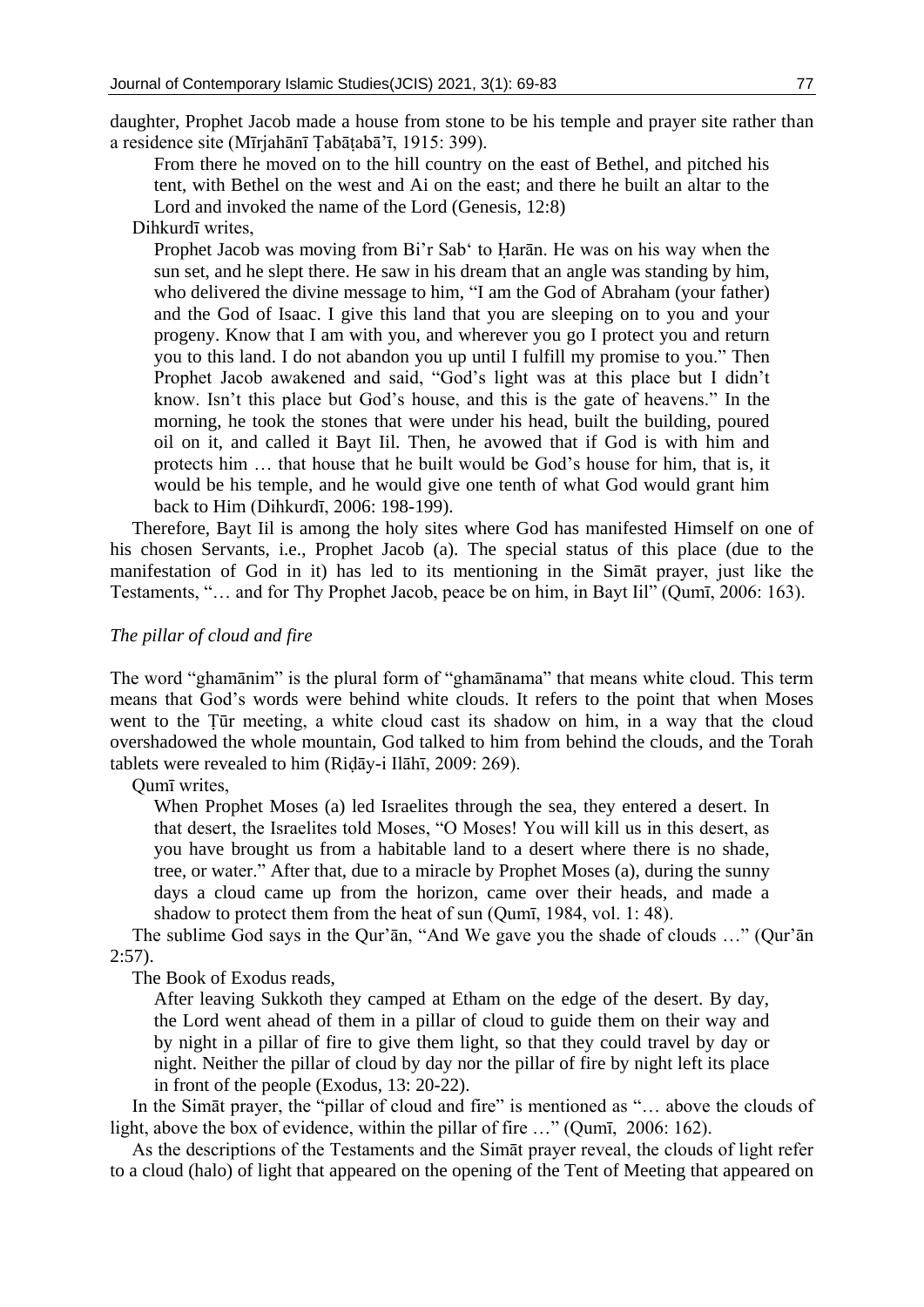daughter, Prophet Jacob made a house from stone to be his temple and prayer site rather than a residence site (Mīrjahānī Ṭabāṭabā'ī, 1915: 399).

> From there he moved on to the hill country on the east of Bethel, and pitched his tent, with Bethel on the west and Ai on the east; and there he built an altar to the Lord and invoked the name of the Lord (Genesis, 12:8)

Dihkurdī writes,

> Prophet Jacob was moving from Bi'r Sab' to Ḥarān. He was on his way when the sun set, and he slept there. He saw in his dream that an angle was standing by him, who delivered the divine message to him, "I am the God of Abraham (your father) and the God of Isaac. I give this land that you are sleeping on to you and your progeny. Know that I am with you, and wherever you go I protect you and return you to this land. I do not abandon you up until I fulfill my promise to you." Then Prophet Jacob awakened and said, "God's light was at this place but I didn't know. Isn't this place but God's house, and this is the gate of heavens." In the morning, he took the stones that were under his head, built the building, poured oil on it, and called it Bayt Iil. Then, he avowed that if God is with him and protects him … that house that he built would be God's house for him, that is, it would be his temple, and he would give one tenth of what God would grant him back to Him (Dihkurdī, 2006: 198-199).

Therefore, Bayt Iil is among the holy sites where God has manifested Himself on one of his chosen Servants, i.e., Prophet Jacob (a). The special status of this place (due to the manifestation of God in it) has led to its mentioning in the Simāt prayer, just like the Testaments, "… and for Thy Prophet Jacob, peace be on him, in Bayt Iil" (Qumī, 2006: 163).

*The pillar of cloud and fire*

The word "ghamānim" is the plural form of "ghamānama" that means white cloud. This term means that God's words were behind white clouds. It refers to the point that when Moses went to the Ṭūr meeting, a white cloud cast its shadow on him, in a way that the cloud overshadowed the whole mountain, God talked to him from behind the clouds, and the Torah tablets were revealed to him (Riḍāy-i Ilāhī, 2009: 269).

Qumī writes,

> When Prophet Moses (a) led Israelites through the sea, they entered a desert. In that desert, the Israelites told Moses, "O Moses! You will kill us in this desert, as you have brought us from a habitable land to a desert where there is no shade, tree, or water." After that, due to a miracle by Prophet Moses (a), during the sunny days a cloud came up from the horizon, came over their heads, and made a shadow to protect them from the heat of sun (Qumī, 1984, vol. 1: 48).

The sublime God says in the Qur'ān, "And We gave you the shade of clouds …" (Qur'ān 2:57).

The Book of Exodus reads,

> After leaving Sukkoth they camped at Etham on the edge of the desert. By day, the Lord went ahead of them in a pillar of cloud to guide them on their way and by night in a pillar of fire to give them light, so that they could travel by day or night. Neither the pillar of cloud by day nor the pillar of fire by night left its place in front of the people (Exodus, 13: 20-22).

In the Simāt prayer, the "pillar of cloud and fire" is mentioned as "… above the clouds of light, above the box of evidence, within the pillar of fire …" (Qumī, 2006: 162).

As the descriptions of the Testaments and the Simāt prayer reveal, the clouds of light refer to a cloud (halo) of light that appeared on the opening of the Tent of Meeting that appeared on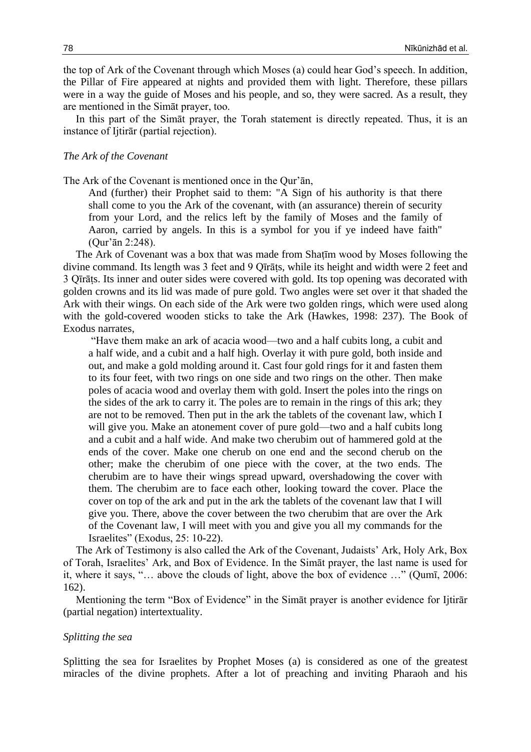the top of Ark of the Covenant through which Moses (a) could hear God's speech. In addition, the Pillar of Fire appeared at nights and provided them with light. Therefore, these pillars were in a way the guide of Moses and his people, and so, they were sacred. As a result, they are mentioned in the Simāt prayer, too.

In this part of the Simāt prayer, the Torah statement is directly repeated. Thus, it is an instance of Ijtirār (partial rejection).

*The Ark of the Covenant*

The Ark of the Covenant is mentioned once in the Qur'ān,

> And (further) their Prophet said to them: "A Sign of his authority is that there shall come to you the Ark of the covenant, with (an assurance) therein of security from your Lord, and the relics left by the family of Moses and the family of Aaron, carried by angels. In this is a symbol for you if ye indeed have faith" (Qur'ān 2:248).

The Ark of Covenant was a box that was made from Shaṭīm wood by Moses following the divine command. Its length was 3 feet and 9 Qīrāṭs, while its height and width were 2 feet and 3 Qīrāṭs. Its inner and outer sides were covered with gold. Its top opening was decorated with golden crowns and its lid was made of pure gold. Two angles were set over it that shaded the Ark with their wings. On each side of the Ark were two golden rings, which were used along with the gold-covered wooden sticks to take the Ark (Hawkes, 1998: 237). The Book of Exodus narrates,

> "Have them make an ark of acacia wood—two and a half cubits long, a cubit and a half wide, and a cubit and a half high. Overlay it with pure gold, both inside and out, and make a gold molding around it. Cast four gold rings for it and fasten them to its four feet, with two rings on one side and two rings on the other. Then make poles of acacia wood and overlay them with gold. Insert the poles into the rings on the sides of the ark to carry it. The poles are to remain in the rings of this ark; they are not to be removed. Then put in the ark the tablets of the covenant law, which I will give you. Make an atonement cover of pure gold—two and a half cubits long and a cubit and a half wide. And make two cherubim out of hammered gold at the ends of the cover. Make one cherub on one end and the second cherub on the other; make the cherubim of one piece with the cover, at the two ends. The cherubim are to have their wings spread upward, overshadowing the cover with them. The cherubim are to face each other, looking toward the cover. Place the cover on top of the ark and put in the ark the tablets of the covenant law that I will give you. There, above the cover between the two cherubim that are over the Ark of the Covenant law, I will meet with you and give you all my commands for the Israelites" (Exodus, 25: 10-22).

The Ark of Testimony is also called the Ark of the Covenant, Judaists' Ark, Holy Ark, Box of Torah, Israelites' Ark, and Box of Evidence. In the Simāt prayer, the last name is used for it, where it says, "… above the clouds of light, above the box of evidence …" (Qumī, 2006: 162).

Mentioning the term "Box of Evidence" in the Simāt prayer is another evidence for Ijtirār (partial negation) intertextuality.

*Splitting the sea*

Splitting the sea for Israelites by Prophet Moses (a) is considered as one of the greatest miracles of the divine prophets. After a lot of preaching and inviting Pharaoh and his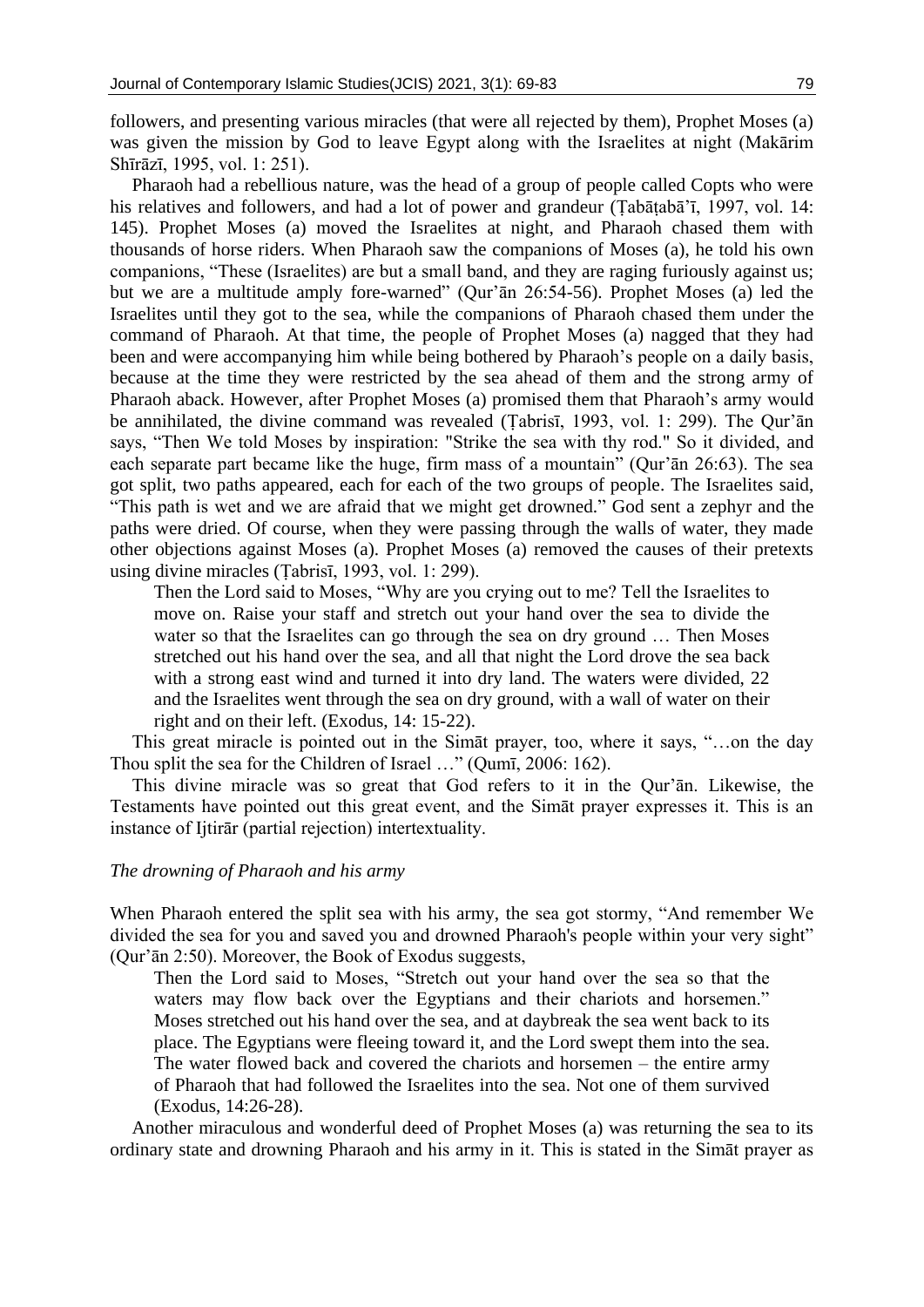followers, and presenting various miracles (that were all rejected by them), Prophet Moses (a) was given the mission by God to leave Egypt along with the Israelites at night (Makārim Shīrāzī, 1995, vol. 1: 251).

Pharaoh had a rebellious nature, was the head of a group of people called Copts who were his relatives and followers, and had a lot of power and grandeur (Ṭabāṭabā'ī, 1997, vol. 14: 145). Prophet Moses (a) moved the Israelites at night, and Pharaoh chased them with thousands of horse riders. When Pharaoh saw the companions of Moses (a), he told his own companions, "These (Israelites) are but a small band, and they are raging furiously against us; but we are a multitude amply fore-warned" (Qur'ān 26:54-56). Prophet Moses (a) led the Israelites until they got to the sea, while the companions of Pharaoh chased them under the command of Pharaoh. At that time, the people of Prophet Moses (a) nagged that they had been and were accompanying him while being bothered by Pharaoh's people on a daily basis, because at the time they were restricted by the sea ahead of them and the strong army of Pharaoh aback. However, after Prophet Moses (a) promised them that Pharaoh's army would be annihilated, the divine command was revealed (Ṭabrisī, 1993, vol. 1: 299). The Qur'ān says, "Then We told Moses by inspiration: "Strike the sea with thy rod." So it divided, and each separate part became like the huge, firm mass of a mountain" (Qur'ān 26:63). The sea got split, two paths appeared, each for each of the two groups of people. The Israelites said, "This path is wet and we are afraid that we might get drowned." God sent a zephyr and the paths were dried. Of course, when they were passing through the walls of water, they made other objections against Moses (a). Prophet Moses (a) removed the causes of their pretexts using divine miracles (Ṭabrisī, 1993, vol. 1: 299).

> Then the Lord said to Moses, "Why are you crying out to me? Tell the Israelites to move on. Raise your staff and stretch out your hand over the sea to divide the water so that the Israelites can go through the sea on dry ground … Then Moses stretched out his hand over the sea, and all that night the Lord drove the sea back with a strong east wind and turned it into dry land. The waters were divided, 22 and the Israelites went through the sea on dry ground, with a wall of water on their right and on their left. (Exodus, 14: 15-22).

This great miracle is pointed out in the Simāt prayer, too, where it says, "…on the day Thou split the sea for the Children of Israel …" (Qumī, 2006: 162).

This divine miracle was so great that God refers to it in the Qur'ān. Likewise, the Testaments have pointed out this great event, and the Simāt prayer expresses it. This is an instance of Ijtirār (partial rejection) intertextuality.

*The drowning of Pharaoh and his army*

When Pharaoh entered the split sea with his army, the sea got stormy, "And remember We divided the sea for you and saved you and drowned Pharaoh's people within your very sight" (Qur'ān 2:50). Moreover, the Book of Exodus suggests,

> Then the Lord said to Moses, "Stretch out your hand over the sea so that the waters may flow back over the Egyptians and their chariots and horsemen." Moses stretched out his hand over the sea, and at daybreak the sea went back to its place. The Egyptians were fleeing toward it, and the Lord swept them into the sea. The water flowed back and covered the chariots and horsemen – the entire army of Pharaoh that had followed the Israelites into the sea. Not one of them survived (Exodus, 14:26-28).

Another miraculous and wonderful deed of Prophet Moses (a) was returning the sea to its ordinary state and drowning Pharaoh and his army in it. This is stated in the Simāt prayer as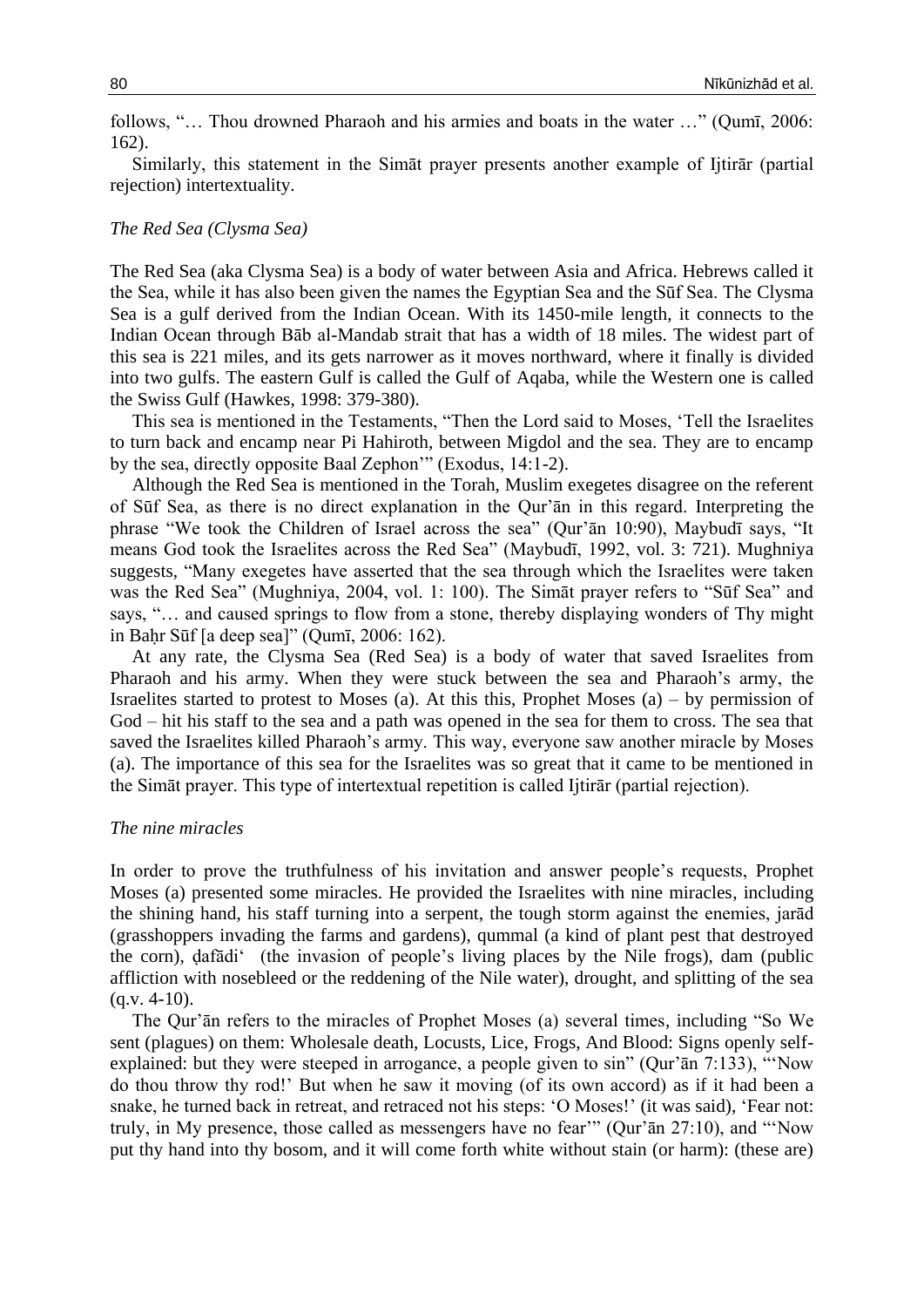follows, "… Thou drowned Pharaoh and his armies and boats in the water …" (Qumī, 2006: 162).

Similarly, this statement in the Simāt prayer presents another example of Ijtirār (partial rejection) intertextuality.

*The Red Sea (Clysma Sea)*

The Red Sea (aka Clysma Sea) is a body of water between Asia and Africa. Hebrews called it the Sea, while it has also been given the names the Egyptian Sea and the Sūf Sea. The Clysma Sea is a gulf derived from the Indian Ocean. With its 1450-mile length, it connects to the Indian Ocean through Bāb al-Mandab strait that has a width of 18 miles. The widest part of this sea is 221 miles, and its gets narrower as it moves northward, where it finally is divided into two gulfs. The eastern Gulf is called the Gulf of Aqaba, while the Western one is called the Swiss Gulf (Hawkes, 1998: 379-380).

This sea is mentioned in the Testaments, "Then the Lord said to Moses, 'Tell the Israelites to turn back and encamp near Pi Hahiroth, between Migdol and the sea. They are to encamp by the sea, directly opposite Baal Zephon'" (Exodus, 14:1-2).

Although the Red Sea is mentioned in the Torah, Muslim exegetes disagree on the referent of Sūf Sea, as there is no direct explanation in the Qur'ān in this regard. Interpreting the phrase "We took the Children of Israel across the sea" (Qur'ān 10:90), Maybudī says, "It means God took the Israelites across the Red Sea" (Maybudī, 1992, vol. 3: 721). Mughniya suggests, "Many exegetes have asserted that the sea through which the Israelites were taken was the Red Sea" (Mughniya, 2004, vol. 1: 100). The Simāt prayer refers to "Sūf Sea" and says, "… and caused springs to flow from a stone, thereby displaying wonders of Thy might in Baḥr Sūf [a deep sea]" (Qumī, 2006: 162).

At any rate, the Clysma Sea (Red Sea) is a body of water that saved Israelites from Pharaoh and his army. When they were stuck between the sea and Pharaoh's army, the Israelites started to protest to Moses (a). At this this, Prophet Moses (a) – by permission of God – hit his staff to the sea and a path was opened in the sea for them to cross. The sea that saved the Israelites killed Pharaoh's army. This way, everyone saw another miracle by Moses (a). The importance of this sea for the Israelites was so great that it came to be mentioned in the Simāt prayer. This type of intertextual repetition is called Ijtirār (partial rejection).

*The nine miracles*

In order to prove the truthfulness of his invitation and answer people's requests, Prophet Moses (a) presented some miracles. He provided the Israelites with nine miracles, including the shining hand, his staff turning into a serpent, the tough storm against the enemies, jarād (grasshoppers invading the farms and gardens), qummal (a kind of plant pest that destroyed the corn), ḍafādi' (the invasion of people's living places by the Nile frogs), dam (public affliction with nosebleed or the reddening of the Nile water), drought, and splitting of the sea (q.v. 4-10).

The Qur'ān refers to the miracles of Prophet Moses (a) several times, including "So We sent (plagues) on them: Wholesale death, Locusts, Lice, Frogs, And Blood: Signs openly self-explained: but they were steeped in arrogance, a people given to sin" (Qur'ān 7:133), "'Now do thou throw thy rod!' But when he saw it moving (of its own accord) as if it had been a snake, he turned back in retreat, and retraced not his steps: 'O Moses!' (it was said), 'Fear not: truly, in My presence, those called as messengers have no fear'" (Qur'ān 27:10), and "'Now put thy hand into thy bosom, and it will come forth white without stain (or harm): (these are)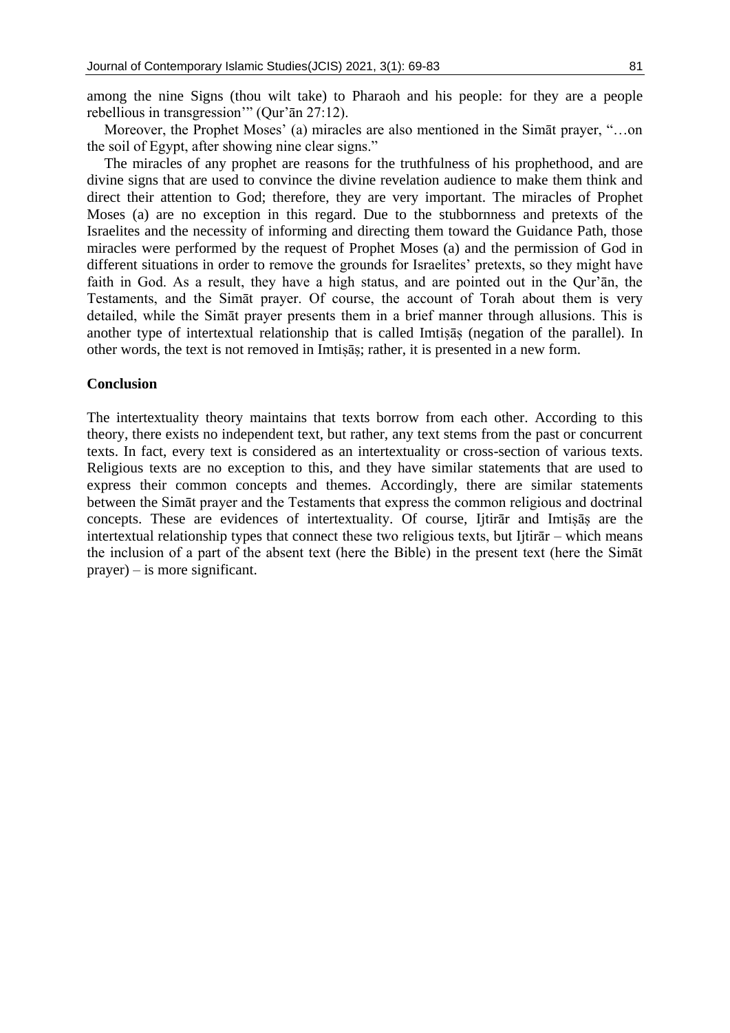among the nine Signs (thou wilt take) to Pharaoh and his people: for they are a people rebellious in transgression'" (Qur'ān 27:12).

Moreover, the Prophet Moses' (a) miracles are also mentioned in the Simāt prayer, "…on the soil of Egypt, after showing nine clear signs."

The miracles of any prophet are reasons for the truthfulness of his prophethood, and are divine signs that are used to convince the divine revelation audience to make them think and direct their attention to God; therefore, they are very important. The miracles of Prophet Moses (a) are no exception in this regard. Due to the stubbornness and pretexts of the Israelites and the necessity of informing and directing them toward the Guidance Path, those miracles were performed by the request of Prophet Moses (a) and the permission of God in different situations in order to remove the grounds for Israelites' pretexts, so they might have faith in God. As a result, they have a high status, and are pointed out in the Qur'ān, the Testaments, and the Simāt prayer. Of course, the account of Torah about them is very detailed, while the Simāt prayer presents them in a brief manner through allusions. This is another type of intertextual relationship that is called Imtiṣāṣ (negation of the parallel). In other words, the text is not removed in Imtiṣāṣ; rather, it is presented in a new form.

## Conclusion

The intertextuality theory maintains that texts borrow from each other. According to this theory, there exists no independent text, but rather, any text stems from the past or concurrent texts. In fact, every text is considered as an intertextuality or cross-section of various texts. Religious texts are no exception to this, and they have similar statements that are used to express their common concepts and themes. Accordingly, there are similar statements between the Simāt prayer and the Testaments that express the common religious and doctrinal concepts. These are evidences of intertextuality. Of course, Ijtirār and Imtiṣāṣ are the intertextual relationship types that connect these two religious texts, but Ijtirār – which means the inclusion of a part of the absent text (here the Bible) in the present text (here the Simāt prayer) – is more significant.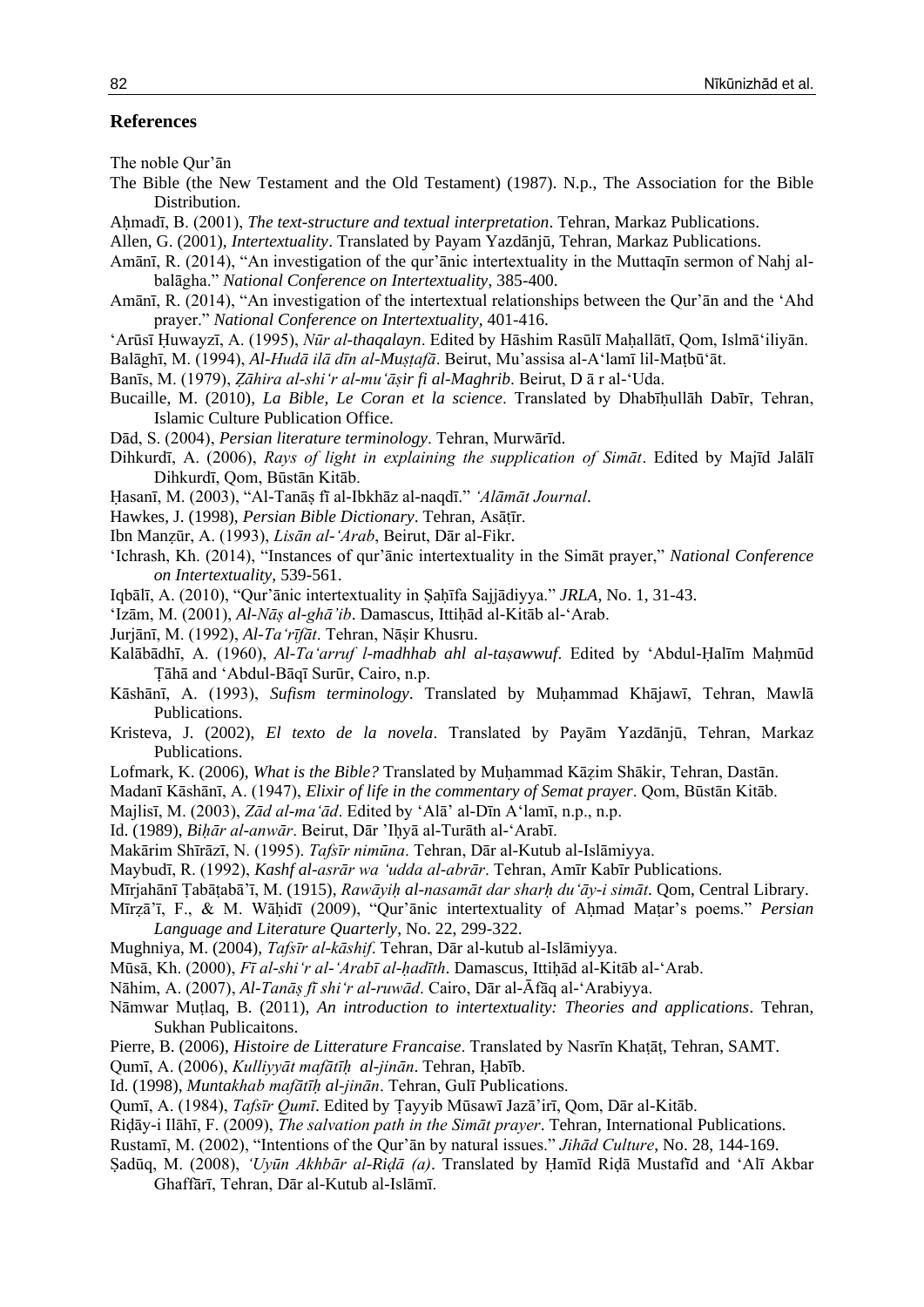## References

The noble Qur'ān

The Bible (the New Testament and the Old Testament) (1987). N.p., The Association for the Bible Distribution.

Aḥmadī, B. (2001), *The text-structure and textual interpretation*. Tehran, Markaz Publications.

Allen, G. (2001), *Intertextuality*. Translated by Payam Yazdānjū, Tehran, Markaz Publications.

Amānī, R. (2014), "An investigation of the qur'ānic intertextuality in the Muttaqīn sermon of Nahj al-balāgha." *National Conference on Intertextuality*, 385-400.

Amānī, R. (2014), "An investigation of the intertextual relationships between the Qur'ān and the 'Ahd prayer." *National Conference on Intertextuality*, 401-416.

'Arūsī Ḥuwayzī, A. (1995), *Nūr al-thaqalayn*. Edited by Hāshim Rasūlī Maḥallātī, Qom, Islmā'iliyān.

Balāghī, M. (1994), *Al-Hudā ilā dīn al-Muṣṭafā*. Beirut, Mu'assisa al-A'lamī lil-Maṭbū'āt.

Banīs, M. (1979), *Ẓāhira al-shi'r al-mu'āṣir fi al-Maghrib*. Beirut, D ā r al-'Uda.

Bucaille, M. (2010), *La Bible, Le Coran et la science*. Translated by Dhabīḥullāh Dabīr, Tehran, Islamic Culture Publication Office.

Dād, S. (2004), *Persian literature terminology*. Tehran, Murwārīd.

Dihkurdī, A. (2006), *Rays of light in explaining the supplication of Simāt*. Edited by Majīd Jalālī Dihkurdī, Qom, Būstān Kitāb.

Ḥasanī, M. (2003), "Al-Tanāṣ fī al-Ibkhāz al-naqdī." *'Alāmāt Journal*.

Hawkes, J. (1998), *Persian Bible Dictionary*. Tehran, Asāṭīr.

Ibn Manẓūr, A. (1993), *Lisān al-'Arab*, Beirut, Dār al-Fikr.

'Ichrash, Kh. (2014), "Instances of qur'ānic intertextuality in the Simāt prayer," *National Conference on Intertextuality*, 539-561.

Iqbālī, A. (2010), "Qur'ānic intertextuality in Ṣaḥīfa Sajjādiyya." *JRLA*, No. 1, 31-43.

'Izām, M. (2001), *Al-Nāṣ al-ghā'ib*. Damascus, Ittiḥād al-Kitāb al-'Arab.

Jurjānī, M. (1992), *Al-Ta'rīfāt*. Tehran, Nāṣir Khusru.

Kalābādhī, A. (1960), *Al-Ta'arruf l-madhhab ahl al-taṣawwuf*. Edited by 'Abdul-Ḥalīm Maḥmūd Ṭāhā and 'Abdul-Bāqī Surūr, Cairo, n.p.

Kāshānī, A. (1993), *Sufism terminology*. Translated by Muḥammad Khājawī, Tehran, Mawlā Publications.

Kristeva, J. (2002), *El texto de la novela*. Translated by Payām Yazdānjū, Tehran, Markaz Publications.

Lofmark, K. (2006), *What is the Bible?* Translated by Muḥammad Kāẓim Shākir, Tehran, Dastān.

Madanī Kāshānī, A. (1947), *Elixir of life in the commentary of Semat prayer*. Qom, Būstān Kitāb.

Majlisī, M. (2003), *Zād al-ma'ād*. Edited by 'Alā' al-Dīn A'lamī, n.p., n.p.

Id. (1989), *Biḥār al-anwār*. Beirut, Dār 'Iḥyā al-Turāth al-'Arabī.

Makārim Shīrāzī, N. (1995). *Tafsīr nimūna*. Tehran, Dār al-Kutub al-Islāmiyya.

Maybudī, R. (1992), *Kashf al-asrār wa 'udda al-abrār*. Tehran, Amīr Kabīr Publications.

Mīrjahānī Ṭabāṭabā'ī, M. (1915), *Rawāyiḥ al-nasamāt dar sharḥ du'āy-i simāt*. Qom, Central Library.

Mīrzā'ī, F., & M. Wāḥidī (2009), "Qur'ānic intertextuality of Aḥmad Maṭar's poems." *Persian Language and Literature Quarterly*, No. 22, 299-322.

Mughniya, M. (2004), *Tafsīr al-kāshif*. Tehran, Dār al-kutub al-Islāmiyya.

Mūsā, Kh. (2000), *Fī al-shi'r al-'Arabī al-ḥadīth*. Damascus, Ittiḥād al-Kitāb al-'Arab.

Nāhim, A. (2007), *Al-Tanāṣ fī shi'r al-ruwād*. Cairo, Dār al-Āfāq al-'Arabiyya.

Nāmwar Muṭlaq, B. (2011), *An introduction to intertextuality: Theories and applications*. Tehran, Sukhan Publicaitons.

Pierre, B. (2006), *Histoire de Litterature Francaise*. Translated by Nasrīn Khaṭāṭ, Tehran, SAMT.

Qumī, A. (2006), *Kulliyyāt mafātīḥ al-jinān*. Tehran, Ḥabīb.

Id. (1998), *Muntakhab mafātīḥ al-jinān*. Tehran, Gulī Publications.

Qumī, A. (1984), *Tafsīr Qumī*. Edited by Ṭayyib Mūsawī Jazā'irī, Qom, Dār al-Kitāb.

Riḍāy-i Ilāhī, F. (2009), *The salvation path in the Simāt prayer*. Tehran, International Publications.

Rustamī, M. (2002), "Intentions of the Qur'ān by natural issues." *Jihād Culture*, No. 28, 144-169.

Ṣadūq, M. (2008), *'Uyūn Akhbār al-Riḍā (a)*. Translated by Ḥamīd Riḍā Mustafīd and 'Alī Akbar Ghaffārī, Tehran, Dār al-Kutub al-Islāmī.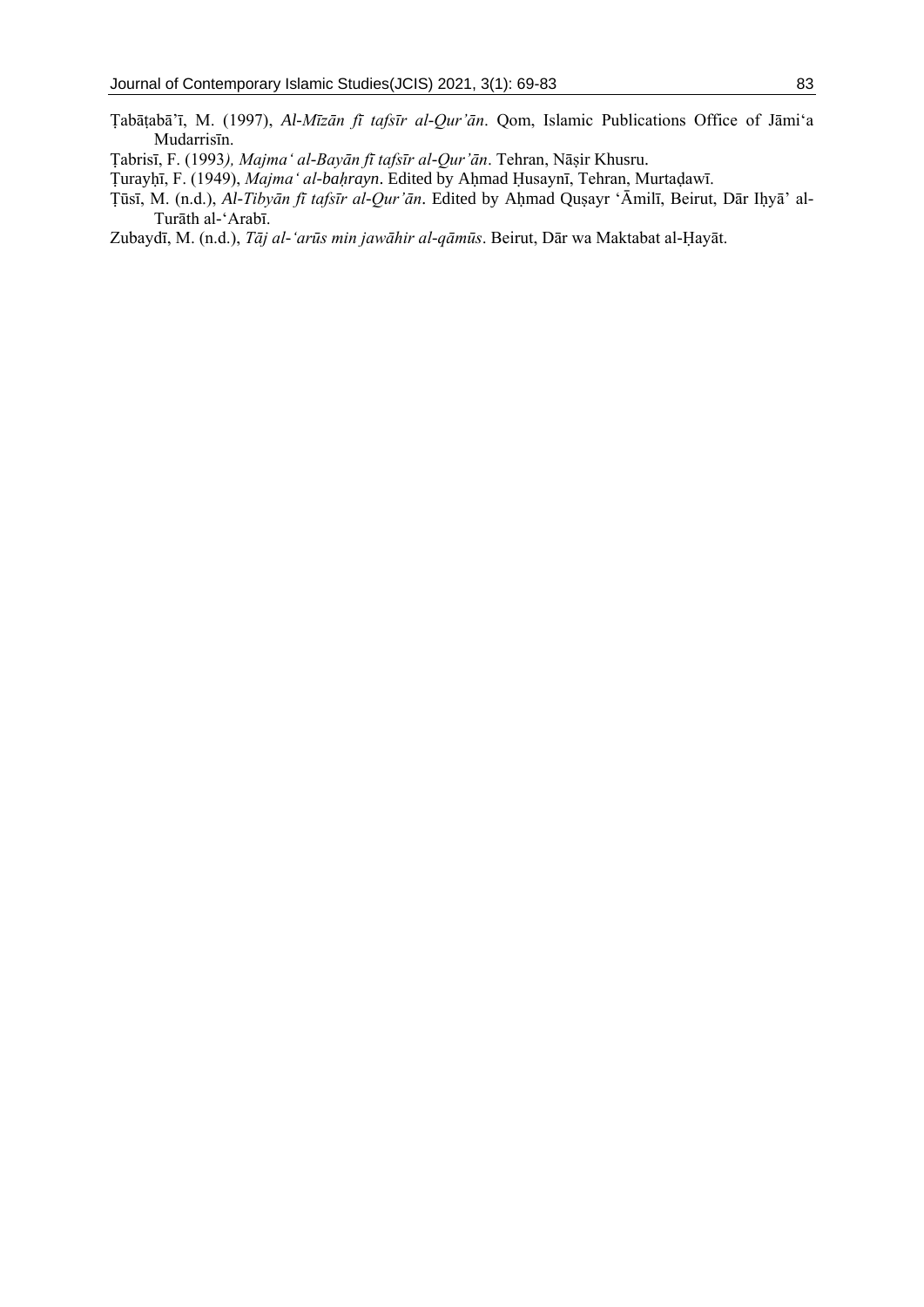Ṭabāṭabā'ī, M. (1997), *Al-Mīzān fī tafsīr al-Qur'ān*. Qom, Islamic Publications Office of Jāmi'a Mudarrisīn.

Ṭabrisī, F. (1993*), Majma' al-Bayān fī tafsīr al-Qur'ān*. Tehran, Nāṣir Khusru.

Ṭurayḥī, F. (1949), *Majma' al-baḥrayn*. Edited by Aḥmad Ḥusaynī, Tehran, Murtaḍawī.

Ṭūsī, M. (n.d.), *Al-Tibyān fī tafsīr al-Qur'ān*. Edited by Aḥmad Quṣayr 'Āmilī, Beirut, Dār Iḥyā' al-Turāth al-'Arabī.

Zubaydī, M. (n.d.), *Tāj al-'arūs min jawāhir al-qāmūs*. Beirut, Dār wa Maktabat al-Ḥayāt.